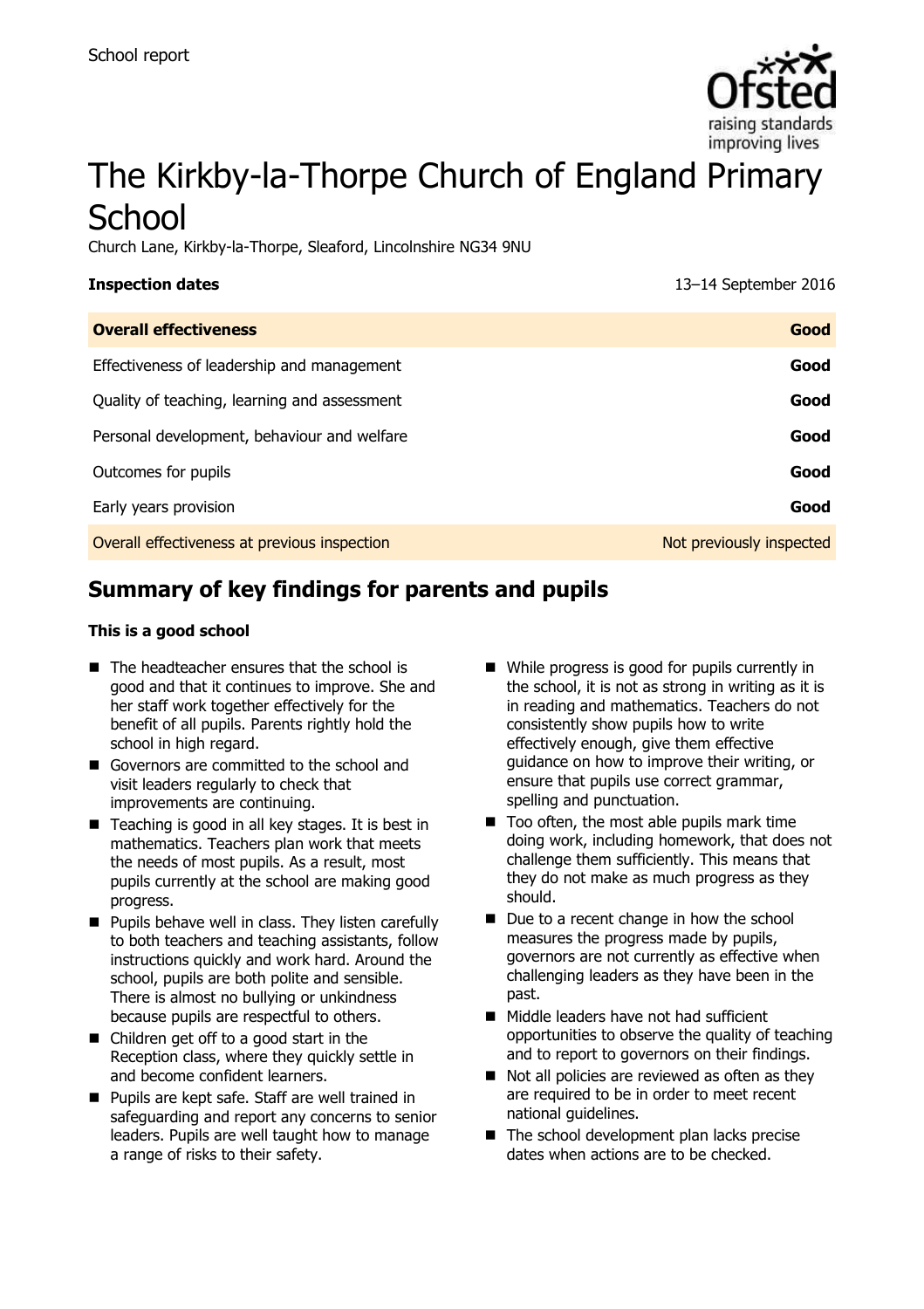School report

# The Kirkby-la-Thorpe Church of England Primary School

Church Lane, Kirkby-la-Thorpe, Sleaford, Lincolnshire NG34 9NU

**Inspection dates** 13–14 September 2016

| **Overall effectiveness** | **Good** |
|---|---|
| Effectiveness of leadership and management | **Good** |
| Quality of teaching, learning and assessment | **Good** |
| Personal development, behaviour and welfare | **Good** |
| Outcomes for pupils | **Good** |
| Early years provision | **Good** |
| Overall effectiveness at previous inspection | Not previously inspected |

## Summary of key findings for parents and pupils

**This is a good school**

- The headteacher ensures that the school is good and that it continues to improve. She and her staff work together effectively for the benefit of all pupils. Parents rightly hold the school in high regard.
- Governors are committed to the school and visit leaders regularly to check that improvements are continuing.
- Teaching is good in all key stages. It is best in mathematics. Teachers plan work that meets the needs of most pupils. As a result, most pupils currently at the school are making good progress.
- Pupils behave well in class. They listen carefully to both teachers and teaching assistants, follow instructions quickly and work hard. Around the school, pupils are both polite and sensible. There is almost no bullying or unkindness because pupils are respectful to others.
- Children get off to a good start in the Reception class, where they quickly settle in and become confident learners.
- Pupils are kept safe. Staff are well trained in safeguarding and report any concerns to senior leaders. Pupils are well taught how to manage a range of risks to their safety.
- While progress is good for pupils currently in the school, it is not as strong in writing as it is in reading and mathematics. Teachers do not consistently show pupils how to write effectively enough, give them effective guidance on how to improve their writing, or ensure that pupils use correct grammar, spelling and punctuation.
- Too often, the most able pupils mark time doing work, including homework, that does not challenge them sufficiently. This means that they do not make as much progress as they should.
- Due to a recent change in how the school measures the progress made by pupils, governors are not currently as effective when challenging leaders as they have been in the past.
- Middle leaders have not had sufficient opportunities to observe the quality of teaching and to report to governors on their findings.
- Not all policies are reviewed as often as they are required to be in order to meet recent national guidelines.
- The school development plan lacks precise dates when actions are to be checked.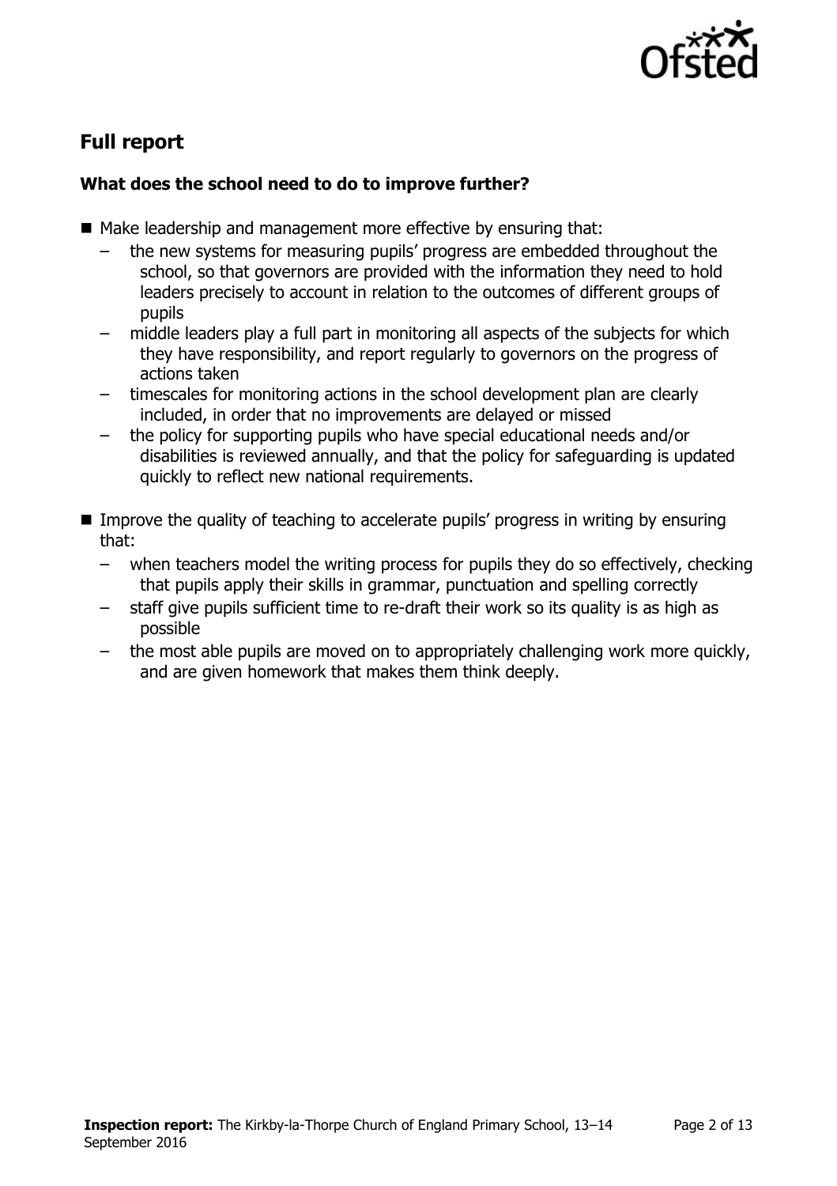## Full report

### What does the school need to do to improve further?

- Make leadership and management more effective by ensuring that:
  - the new systems for measuring pupils' progress are embedded throughout the school, so that governors are provided with the information they need to hold leaders precisely to account in relation to the outcomes of different groups of pupils
  - middle leaders play a full part in monitoring all aspects of the subjects for which they have responsibility, and report regularly to governors on the progress of actions taken
  - timescales for monitoring actions in the school development plan are clearly included, in order that no improvements are delayed or missed
  - the policy for supporting pupils who have special educational needs and/or disabilities is reviewed annually, and that the policy for safeguarding is updated quickly to reflect new national requirements.
- Improve the quality of teaching to accelerate pupils' progress in writing by ensuring that:
  - when teachers model the writing process for pupils they do so effectively, checking that pupils apply their skills in grammar, punctuation and spelling correctly
  - staff give pupils sufficient time to re-draft their work so its quality is as high as possible
  - the most able pupils are moved on to appropriately challenging work more quickly, and are given homework that makes them think deeply.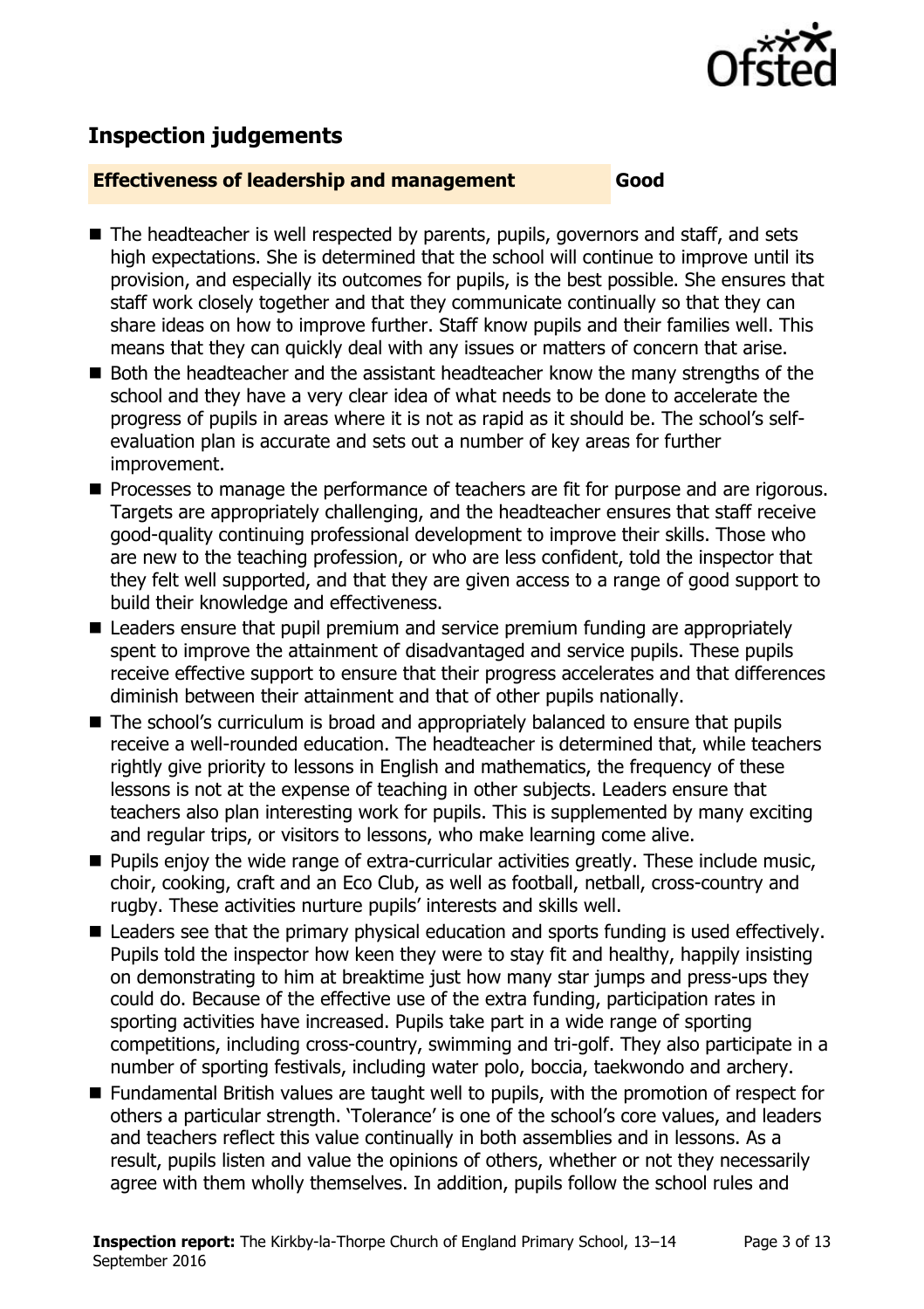## Inspection judgements

**Effectiveness of leadership and management** **Good**

- The headteacher is well respected by parents, pupils, governors and staff, and sets high expectations. She is determined that the school will continue to improve until its provision, and especially its outcomes for pupils, is the best possible. She ensures that staff work closely together and that they communicate continually so that they can share ideas on how to improve further. Staff know pupils and their families well. This means that they can quickly deal with any issues or matters of concern that arise.
- Both the headteacher and the assistant headteacher know the many strengths of the school and they have a very clear idea of what needs to be done to accelerate the progress of pupils in areas where it is not as rapid as it should be. The school's self-evaluation plan is accurate and sets out a number of key areas for further improvement.
- Processes to manage the performance of teachers are fit for purpose and are rigorous. Targets are appropriately challenging, and the headteacher ensures that staff receive good-quality continuing professional development to improve their skills. Those who are new to the teaching profession, or who are less confident, told the inspector that they felt well supported, and that they are given access to a range of good support to build their knowledge and effectiveness.
- Leaders ensure that pupil premium and service premium funding are appropriately spent to improve the attainment of disadvantaged and service pupils. These pupils receive effective support to ensure that their progress accelerates and that differences diminish between their attainment and that of other pupils nationally.
- The school's curriculum is broad and appropriately balanced to ensure that pupils receive a well-rounded education. The headteacher is determined that, while teachers rightly give priority to lessons in English and mathematics, the frequency of these lessons is not at the expense of teaching in other subjects. Leaders ensure that teachers also plan interesting work for pupils. This is supplemented by many exciting and regular trips, or visitors to lessons, who make learning come alive.
- Pupils enjoy the wide range of extra-curricular activities greatly. These include music, choir, cooking, craft and an Eco Club, as well as football, netball, cross-country and rugby. These activities nurture pupils' interests and skills well.
- Leaders see that the primary physical education and sports funding is used effectively. Pupils told the inspector how keen they were to stay fit and healthy, happily insisting on demonstrating to him at breaktime just how many star jumps and press-ups they could do. Because of the effective use of the extra funding, participation rates in sporting activities have increased. Pupils take part in a wide range of sporting competitions, including cross-country, swimming and tri-golf. They also participate in a number of sporting festivals, including water polo, boccia, taekwondo and archery.
- Fundamental British values are taught well to pupils, with the promotion of respect for others a particular strength. 'Tolerance' is one of the school's core values, and leaders and teachers reflect this value continually in both assemblies and in lessons. As a result, pupils listen and value the opinions of others, whether or not they necessarily agree with them wholly themselves. In addition, pupils follow the school rules and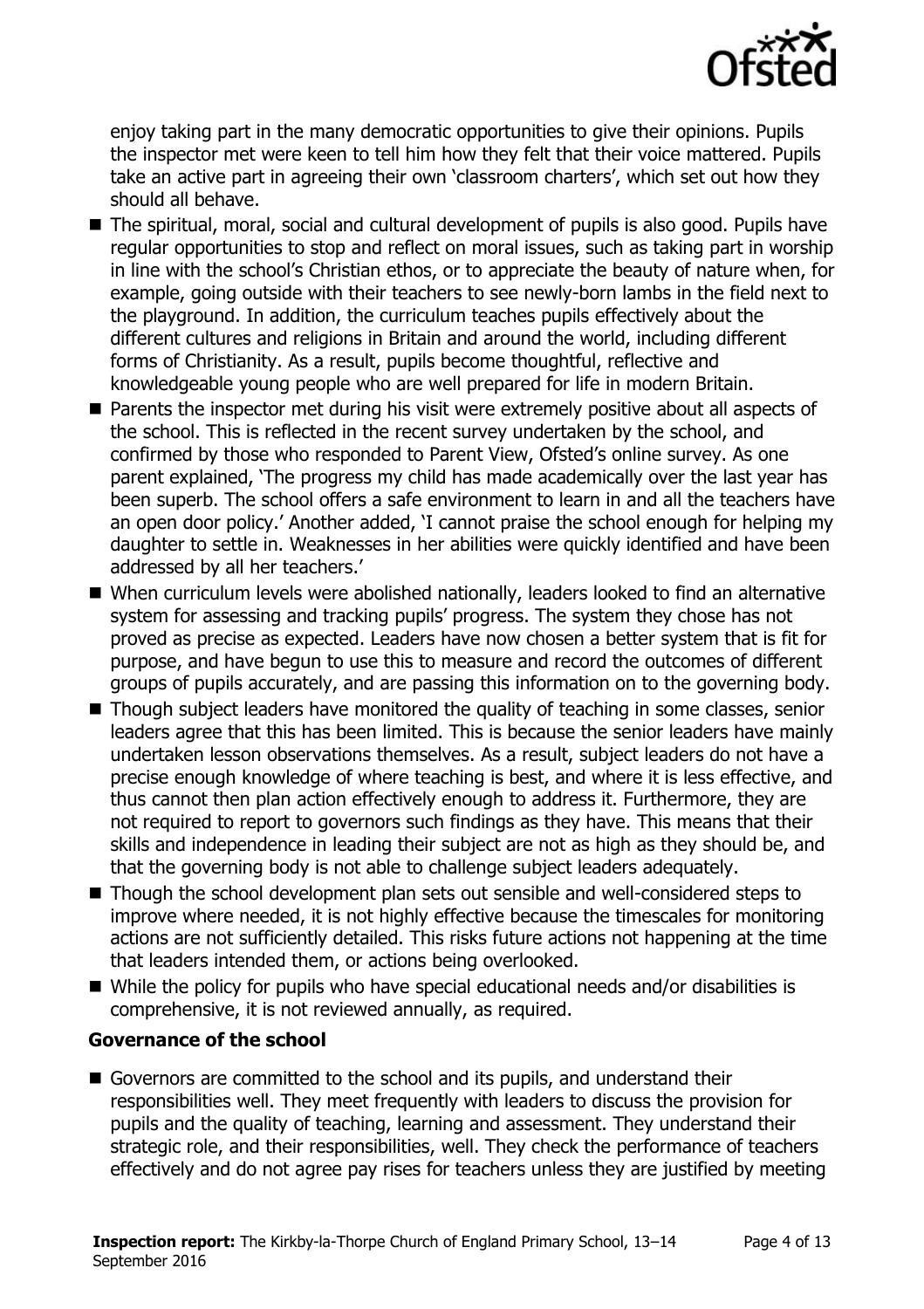enjoy taking part in the many democratic opportunities to give their opinions. Pupils the inspector met were keen to tell him how they felt that their voice mattered. Pupils take an active part in agreeing their own 'classroom charters', which set out how they should all behave.

- The spiritual, moral, social and cultural development of pupils is also good. Pupils have regular opportunities to stop and reflect on moral issues, such as taking part in worship in line with the school's Christian ethos, or to appreciate the beauty of nature when, for example, going outside with their teachers to see newly-born lambs in the field next to the playground. In addition, the curriculum teaches pupils effectively about the different cultures and religions in Britain and around the world, including different forms of Christianity. As a result, pupils become thoughtful, reflective and knowledgeable young people who are well prepared for life in modern Britain.
- Parents the inspector met during his visit were extremely positive about all aspects of the school. This is reflected in the recent survey undertaken by the school, and confirmed by those who responded to Parent View, Ofsted's online survey. As one parent explained, 'The progress my child has made academically over the last year has been superb. The school offers a safe environment to learn in and all the teachers have an open door policy.' Another added, 'I cannot praise the school enough for helping my daughter to settle in. Weaknesses in her abilities were quickly identified and have been addressed by all her teachers.'
- When curriculum levels were abolished nationally, leaders looked to find an alternative system for assessing and tracking pupils' progress. The system they chose has not proved as precise as expected. Leaders have now chosen a better system that is fit for purpose, and have begun to use this to measure and record the outcomes of different groups of pupils accurately, and are passing this information on to the governing body.
- Though subject leaders have monitored the quality of teaching in some classes, senior leaders agree that this has been limited. This is because the senior leaders have mainly undertaken lesson observations themselves. As a result, subject leaders do not have a precise enough knowledge of where teaching is best, and where it is less effective, and thus cannot then plan action effectively enough to address it. Furthermore, they are not required to report to governors such findings as they have. This means that their skills and independence in leading their subject are not as high as they should be, and that the governing body is not able to challenge subject leaders adequately.
- Though the school development plan sets out sensible and well-considered steps to improve where needed, it is not highly effective because the timescales for monitoring actions are not sufficiently detailed. This risks future actions not happening at the time that leaders intended them, or actions being overlooked.
- While the policy for pupils who have special educational needs and/or disabilities is comprehensive, it is not reviewed annually, as required.

### Governance of the school

- Governors are committed to the school and its pupils, and understand their responsibilities well. They meet frequently with leaders to discuss the provision for pupils and the quality of teaching, learning and assessment. They understand their strategic role, and their responsibilities, well. They check the performance of teachers effectively and do not agree pay rises for teachers unless they are justified by meeting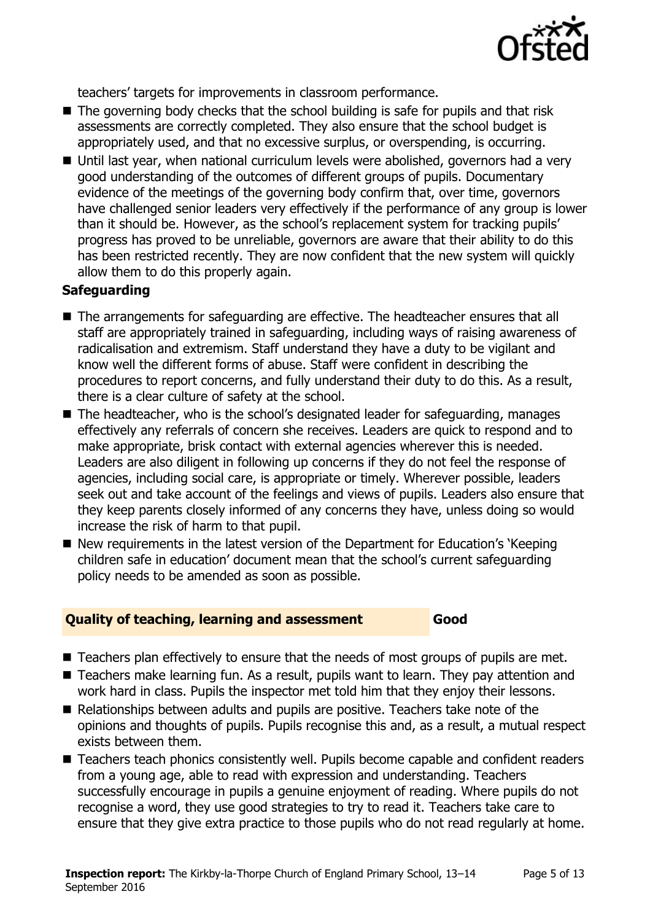teachers' targets for improvements in classroom performance.

- The governing body checks that the school building is safe for pupils and that risk assessments are correctly completed. They also ensure that the school budget is appropriately used, and that no excessive surplus, or overspending, is occurring.
- Until last year, when national curriculum levels were abolished, governors had a very good understanding of the outcomes of different groups of pupils. Documentary evidence of the meetings of the governing body confirm that, over time, governors have challenged senior leaders very effectively if the performance of any group is lower than it should be. However, as the school's replacement system for tracking pupils' progress has proved to be unreliable, governors are aware that their ability to do this has been restricted recently. They are now confident that the new system will quickly allow them to do this properly again.

**Safeguarding**

- The arrangements for safeguarding are effective. The headteacher ensures that all staff are appropriately trained in safeguarding, including ways of raising awareness of radicalisation and extremism. Staff understand they have a duty to be vigilant and know well the different forms of abuse. Staff were confident in describing the procedures to report concerns, and fully understand their duty to do this. As a result, there is a clear culture of safety at the school.
- The headteacher, who is the school's designated leader for safeguarding, manages effectively any referrals of concern she receives. Leaders are quick to respond and to make appropriate, brisk contact with external agencies wherever this is needed. Leaders are also diligent in following up concerns if they do not feel the response of agencies, including social care, is appropriate or timely. Wherever possible, leaders seek out and take account of the feelings and views of pupils. Leaders also ensure that they keep parents closely informed of any concerns they have, unless doing so would increase the risk of harm to that pupil.
- New requirements in the latest version of the Department for Education's 'Keeping children safe in education' document mean that the school's current safeguarding policy needs to be amended as soon as possible.

## Quality of teaching, learning and assessment — Good

- Teachers plan effectively to ensure that the needs of most groups of pupils are met.
- Teachers make learning fun. As a result, pupils want to learn. They pay attention and work hard in class. Pupils the inspector met told him that they enjoy their lessons.
- Relationships between adults and pupils are positive. Teachers take note of the opinions and thoughts of pupils. Pupils recognise this and, as a result, a mutual respect exists between them.
- Teachers teach phonics consistently well. Pupils become capable and confident readers from a young age, able to read with expression and understanding. Teachers successfully encourage in pupils a genuine enjoyment of reading. Where pupils do not recognise a word, they use good strategies to try to read it. Teachers take care to ensure that they give extra practice to those pupils who do not read regularly at home.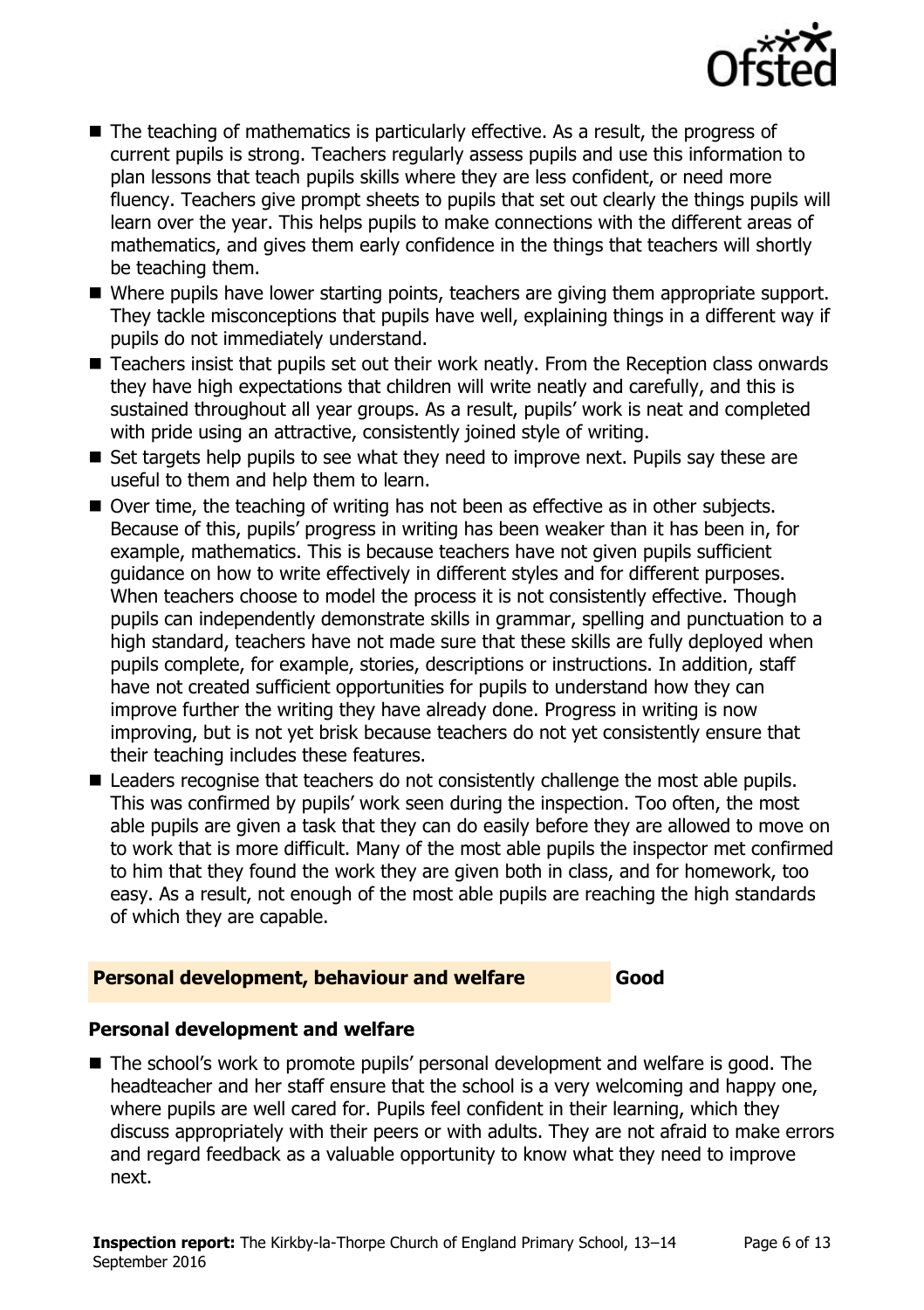- The teaching of mathematics is particularly effective. As a result, the progress of current pupils is strong. Teachers regularly assess pupils and use this information to plan lessons that teach pupils skills where they are less confident, or need more fluency. Teachers give prompt sheets to pupils that set out clearly the things pupils will learn over the year. This helps pupils to make connections with the different areas of mathematics, and gives them early confidence in the things that teachers will shortly be teaching them.
- Where pupils have lower starting points, teachers are giving them appropriate support. They tackle misconceptions that pupils have well, explaining things in a different way if pupils do not immediately understand.
- Teachers insist that pupils set out their work neatly. From the Reception class onwards they have high expectations that children will write neatly and carefully, and this is sustained throughout all year groups. As a result, pupils' work is neat and completed with pride using an attractive, consistently joined style of writing.
- Set targets help pupils to see what they need to improve next. Pupils say these are useful to them and help them to learn.
- Over time, the teaching of writing has not been as effective as in other subjects. Because of this, pupils' progress in writing has been weaker than it has been in, for example, mathematics. This is because teachers have not given pupils sufficient guidance on how to write effectively in different styles and for different purposes. When teachers choose to model the process it is not consistently effective. Though pupils can independently demonstrate skills in grammar, spelling and punctuation to a high standard, teachers have not made sure that these skills are fully deployed when pupils complete, for example, stories, descriptions or instructions. In addition, staff have not created sufficient opportunities for pupils to understand how they can improve further the writing they have already done. Progress in writing is now improving, but is not yet brisk because teachers do not yet consistently ensure that their teaching includes these features.
- Leaders recognise that teachers do not consistently challenge the most able pupils. This was confirmed by pupils' work seen during the inspection. Too often, the most able pupils are given a task that they can do easily before they are allowed to move on to work that is more difficult. Many of the most able pupils the inspector met confirmed to him that they found the work they are given both in class, and for homework, too easy. As a result, not enough of the most able pupils are reaching the high standards of which they are capable.

## Personal development, behaviour and welfare — Good

### Personal development and welfare

- The school's work to promote pupils' personal development and welfare is good. The headteacher and her staff ensure that the school is a very welcoming and happy one, where pupils are well cared for. Pupils feel confident in their learning, which they discuss appropriately with their peers or with adults. They are not afraid to make errors and regard feedback as a valuable opportunity to know what they need to improve next.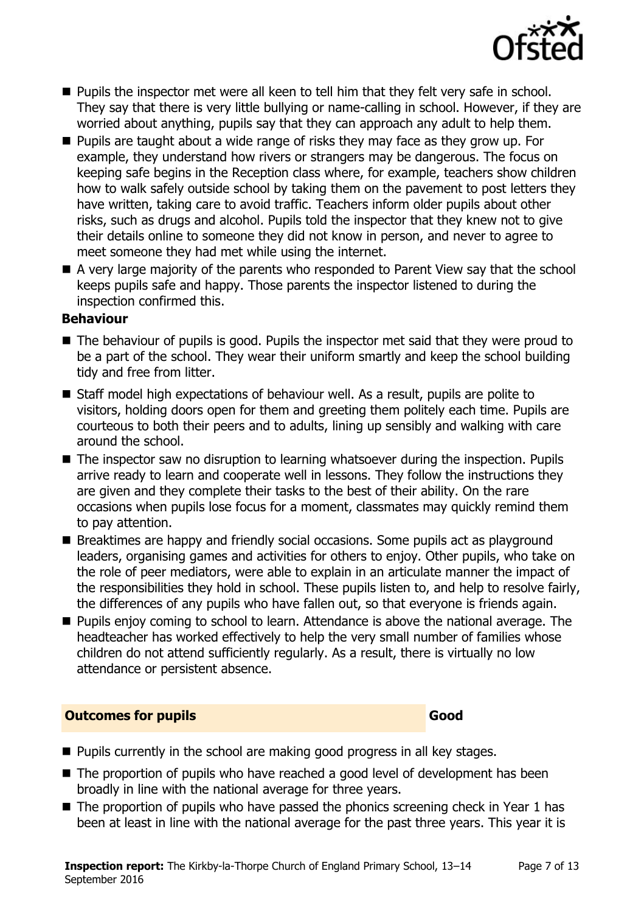- Pupils the inspector met were all keen to tell him that they felt very safe in school. They say that there is very little bullying or name-calling in school. However, if they are worried about anything, pupils say that they can approach any adult to help them.
- Pupils are taught about a wide range of risks they may face as they grow up. For example, they understand how rivers or strangers may be dangerous. The focus on keeping safe begins in the Reception class where, for example, teachers show children how to walk safely outside school by taking them on the pavement to post letters they have written, taking care to avoid traffic. Teachers inform older pupils about other risks, such as drugs and alcohol. Pupils told the inspector that they knew not to give their details online to someone they did not know in person, and never to agree to meet someone they had met while using the internet.
- A very large majority of the parents who responded to Parent View say that the school keeps pupils safe and happy. Those parents the inspector listened to during the inspection confirmed this.

**Behaviour**

- The behaviour of pupils is good. Pupils the inspector met said that they were proud to be a part of the school. They wear their uniform smartly and keep the school building tidy and free from litter.
- Staff model high expectations of behaviour well. As a result, pupils are polite to visitors, holding doors open for them and greeting them politely each time. Pupils are courteous to both their peers and to adults, lining up sensibly and walking with care around the school.
- The inspector saw no disruption to learning whatsoever during the inspection. Pupils arrive ready to learn and cooperate well in lessons. They follow the instructions they are given and they complete their tasks to the best of their ability. On the rare occasions when pupils lose focus for a moment, classmates may quickly remind them to pay attention.
- Breaktimes are happy and friendly social occasions. Some pupils act as playground leaders, organising games and activities for others to enjoy. Other pupils, who take on the role of peer mediators, were able to explain in an articulate manner the impact of the responsibilities they hold in school. These pupils listen to, and help to resolve fairly, the differences of any pupils who have fallen out, so that everyone is friends again.
- Pupils enjoy coming to school to learn. Attendance is above the national average. The headteacher has worked effectively to help the very small number of families whose children do not attend sufficiently regularly. As a result, there is virtually no low attendance or persistent absence.

## Outcomes for pupils — Good

- Pupils currently in the school are making good progress in all key stages.
- The proportion of pupils who have reached a good level of development has been broadly in line with the national average for three years.
- The proportion of pupils who have passed the phonics screening check in Year 1 has been at least in line with the national average for the past three years. This year it is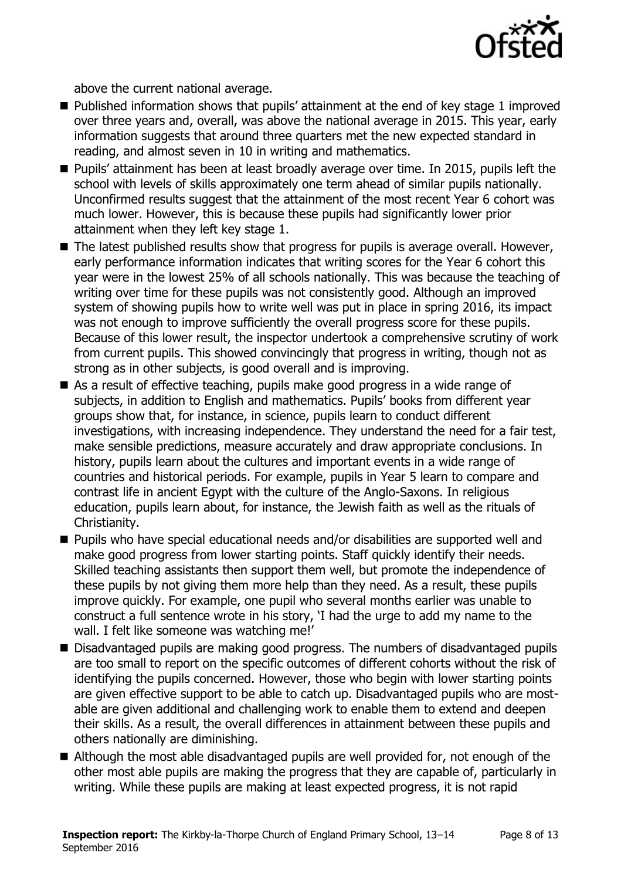above the current national average.

- Published information shows that pupils' attainment at the end of key stage 1 improved over three years and, overall, was above the national average in 2015. This year, early information suggests that around three quarters met the new expected standard in reading, and almost seven in 10 in writing and mathematics.
- Pupils' attainment has been at least broadly average over time. In 2015, pupils left the school with levels of skills approximately one term ahead of similar pupils nationally. Unconfirmed results suggest that the attainment of the most recent Year 6 cohort was much lower. However, this is because these pupils had significantly lower prior attainment when they left key stage 1.
- The latest published results show that progress for pupils is average overall. However, early performance information indicates that writing scores for the Year 6 cohort this year were in the lowest 25% of all schools nationally. This was because the teaching of writing over time for these pupils was not consistently good. Although an improved system of showing pupils how to write well was put in place in spring 2016, its impact was not enough to improve sufficiently the overall progress score for these pupils. Because of this lower result, the inspector undertook a comprehensive scrutiny of work from current pupils. This showed convincingly that progress in writing, though not as strong as in other subjects, is good overall and is improving.
- As a result of effective teaching, pupils make good progress in a wide range of subjects, in addition to English and mathematics. Pupils' books from different year groups show that, for instance, in science, pupils learn to conduct different investigations, with increasing independence. They understand the need for a fair test, make sensible predictions, measure accurately and draw appropriate conclusions. In history, pupils learn about the cultures and important events in a wide range of countries and historical periods. For example, pupils in Year 5 learn to compare and contrast life in ancient Egypt with the culture of the Anglo-Saxons. In religious education, pupils learn about, for instance, the Jewish faith as well as the rituals of Christianity.
- Pupils who have special educational needs and/or disabilities are supported well and make good progress from lower starting points. Staff quickly identify their needs. Skilled teaching assistants then support them well, but promote the independence of these pupils by not giving them more help than they need. As a result, these pupils improve quickly. For example, one pupil who several months earlier was unable to construct a full sentence wrote in his story, 'I had the urge to add my name to the wall. I felt like someone was watching me!'
- Disadvantaged pupils are making good progress. The numbers of disadvantaged pupils are too small to report on the specific outcomes of different cohorts without the risk of identifying the pupils concerned. However, those who begin with lower starting points are given effective support to be able to catch up. Disadvantaged pupils who are most-able are given additional and challenging work to enable them to extend and deepen their skills. As a result, the overall differences in attainment between these pupils and others nationally are diminishing.
- Although the most able disadvantaged pupils are well provided for, not enough of the other most able pupils are making the progress that they are capable of, particularly in writing. While these pupils are making at least expected progress, it is not rapid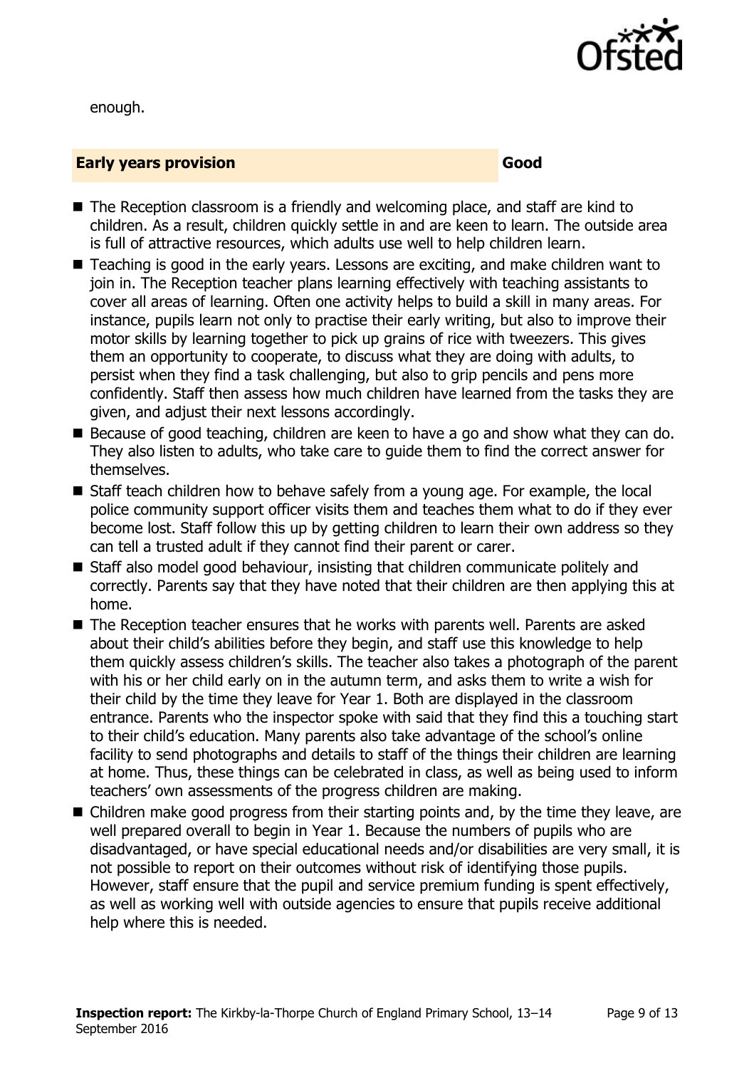enough.

## Early years provision — Good

- The Reception classroom is a friendly and welcoming place, and staff are kind to children. As a result, children quickly settle in and are keen to learn. The outside area is full of attractive resources, which adults use well to help children learn.
- Teaching is good in the early years. Lessons are exciting, and make children want to join in. The Reception teacher plans learning effectively with teaching assistants to cover all areas of learning. Often one activity helps to build a skill in many areas. For instance, pupils learn not only to practise their early writing, but also to improve their motor skills by learning together to pick up grains of rice with tweezers. This gives them an opportunity to cooperate, to discuss what they are doing with adults, to persist when they find a task challenging, but also to grip pencils and pens more confidently. Staff then assess how much children have learned from the tasks they are given, and adjust their next lessons accordingly.
- Because of good teaching, children are keen to have a go and show what they can do. They also listen to adults, who take care to guide them to find the correct answer for themselves.
- Staff teach children how to behave safely from a young age. For example, the local police community support officer visits them and teaches them what to do if they ever become lost. Staff follow this up by getting children to learn their own address so they can tell a trusted adult if they cannot find their parent or carer.
- Staff also model good behaviour, insisting that children communicate politely and correctly. Parents say that they have noted that their children are then applying this at home.
- The Reception teacher ensures that he works with parents well. Parents are asked about their child's abilities before they begin, and staff use this knowledge to help them quickly assess children's skills. The teacher also takes a photograph of the parent with his or her child early on in the autumn term, and asks them to write a wish for their child by the time they leave for Year 1. Both are displayed in the classroom entrance. Parents who the inspector spoke with said that they find this a touching start to their child's education. Many parents also take advantage of the school's online facility to send photographs and details to staff of the things their children are learning at home. Thus, these things can be celebrated in class, as well as being used to inform teachers' own assessments of the progress children are making.
- Children make good progress from their starting points and, by the time they leave, are well prepared overall to begin in Year 1. Because the numbers of pupils who are disadvantaged, or have special educational needs and/or disabilities are very small, it is not possible to report on their outcomes without risk of identifying those pupils. However, staff ensure that the pupil and service premium funding is spent effectively, as well as working well with outside agencies to ensure that pupils receive additional help where this is needed.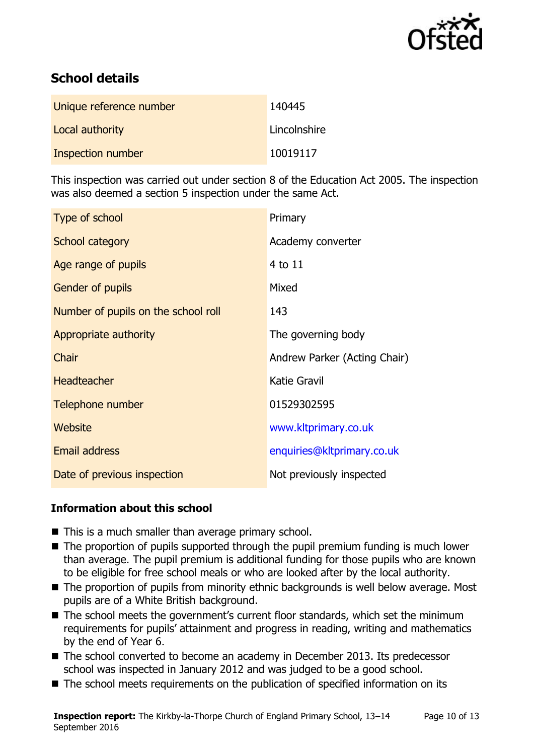## School details

| | |
|---|---|
| Unique reference number | 140445 |
| Local authority | Lincolnshire |
| Inspection number | 10019117 |

This inspection was carried out under section 8 of the Education Act 2005. The inspection was also deemed a section 5 inspection under the same Act.

| | |
|---|---|
| Type of school | Primary |
| School category | Academy converter |
| Age range of pupils | 4 to 11 |
| Gender of pupils | Mixed |
| Number of pupils on the school roll | 143 |
| Appropriate authority | The governing body |
| Chair | Andrew Parker (Acting Chair) |
| Headteacher | Katie Gravil |
| Telephone number | 01529302595 |
| Website | www.kltprimary.co.uk |
| Email address | enquiries@kltprimary.co.uk |
| Date of previous inspection | Not previously inspected |

### Information about this school

- This is a much smaller than average primary school.
- The proportion of pupils supported through the pupil premium funding is much lower than average. The pupil premium is additional funding for those pupils who are known to be eligible for free school meals or who are looked after by the local authority.
- The proportion of pupils from minority ethnic backgrounds is well below average. Most pupils are of a White British background.
- The school meets the government's current floor standards, which set the minimum requirements for pupils' attainment and progress in reading, writing and mathematics by the end of Year 6.
- The school converted to become an academy in December 2013. Its predecessor school was inspected in January 2012 and was judged to be a good school.
- The school meets requirements on the publication of specified information on its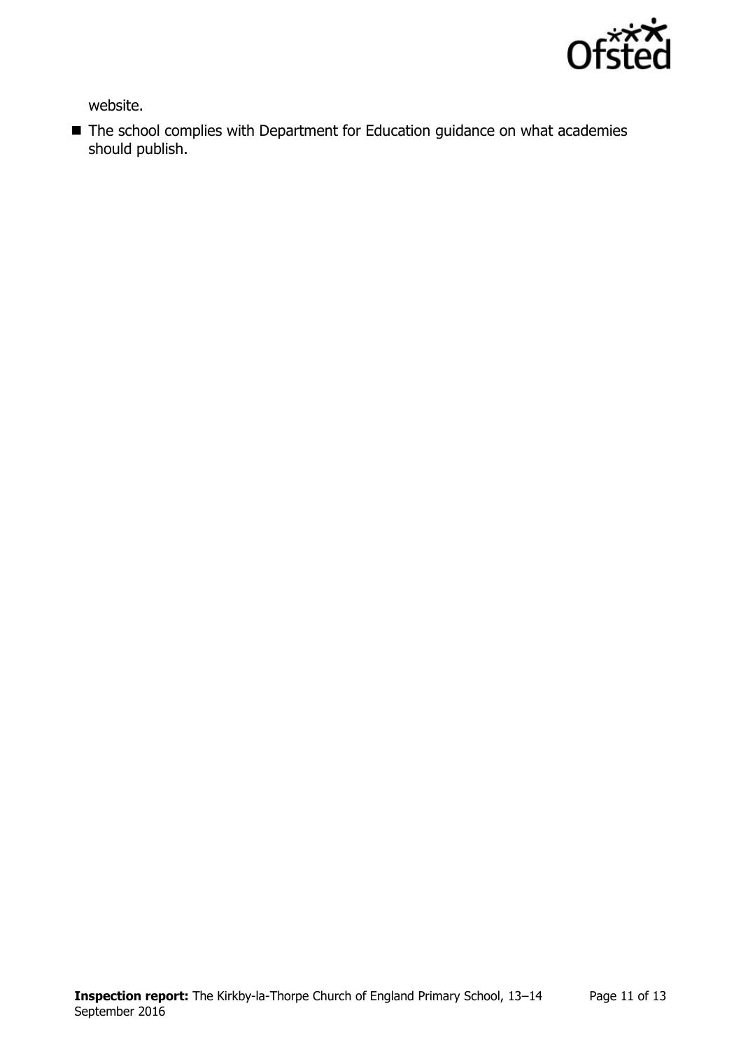website.

- The school complies with Department for Education guidance on what academies should publish.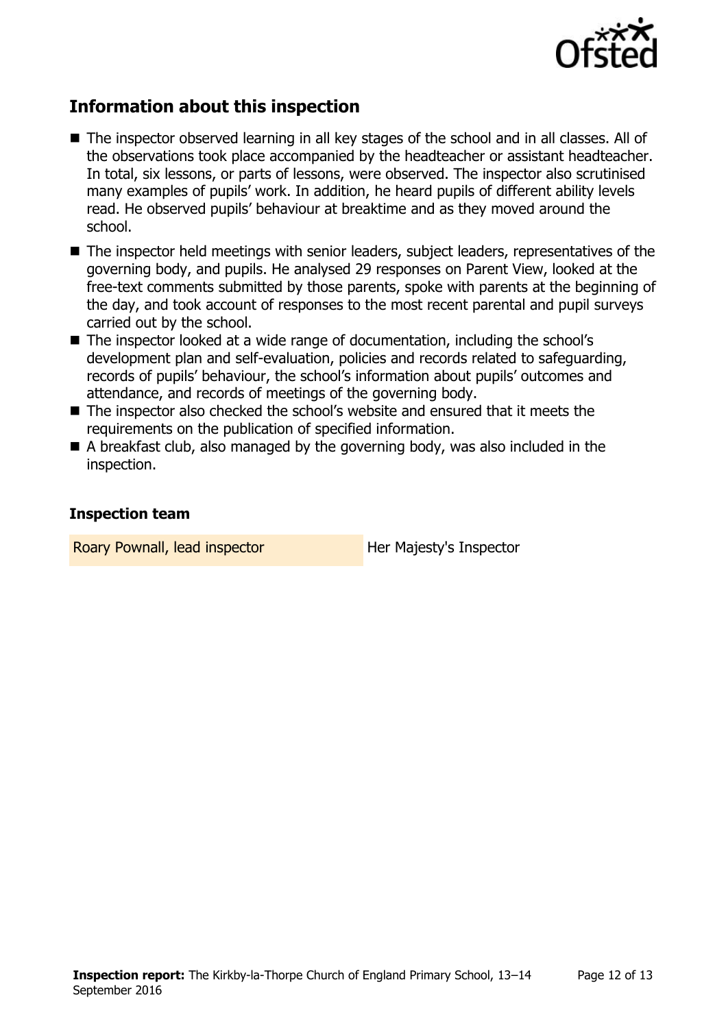## Information about this inspection

- The inspector observed learning in all key stages of the school and in all classes. All of the observations took place accompanied by the headteacher or assistant headteacher. In total, six lessons, or parts of lessons, were observed. The inspector also scrutinised many examples of pupils' work. In addition, he heard pupils of different ability levels read. He observed pupils' behaviour at breaktime and as they moved around the school.
- The inspector held meetings with senior leaders, subject leaders, representatives of the governing body, and pupils. He analysed 29 responses on Parent View, looked at the free-text comments submitted by those parents, spoke with parents at the beginning of the day, and took account of responses to the most recent parental and pupil surveys carried out by the school.
- The inspector looked at a wide range of documentation, including the school's development plan and self-evaluation, policies and records related to safeguarding, records of pupils' behaviour, the school's information about pupils' outcomes and attendance, and records of meetings of the governing body.
- The inspector also checked the school's website and ensured that it meets the requirements on the publication of specified information.
- A breakfast club, also managed by the governing body, was also included in the inspection.

### Inspection team

| | |
|---|---|
| Roary Pownall, lead inspector | Her Majesty's Inspector |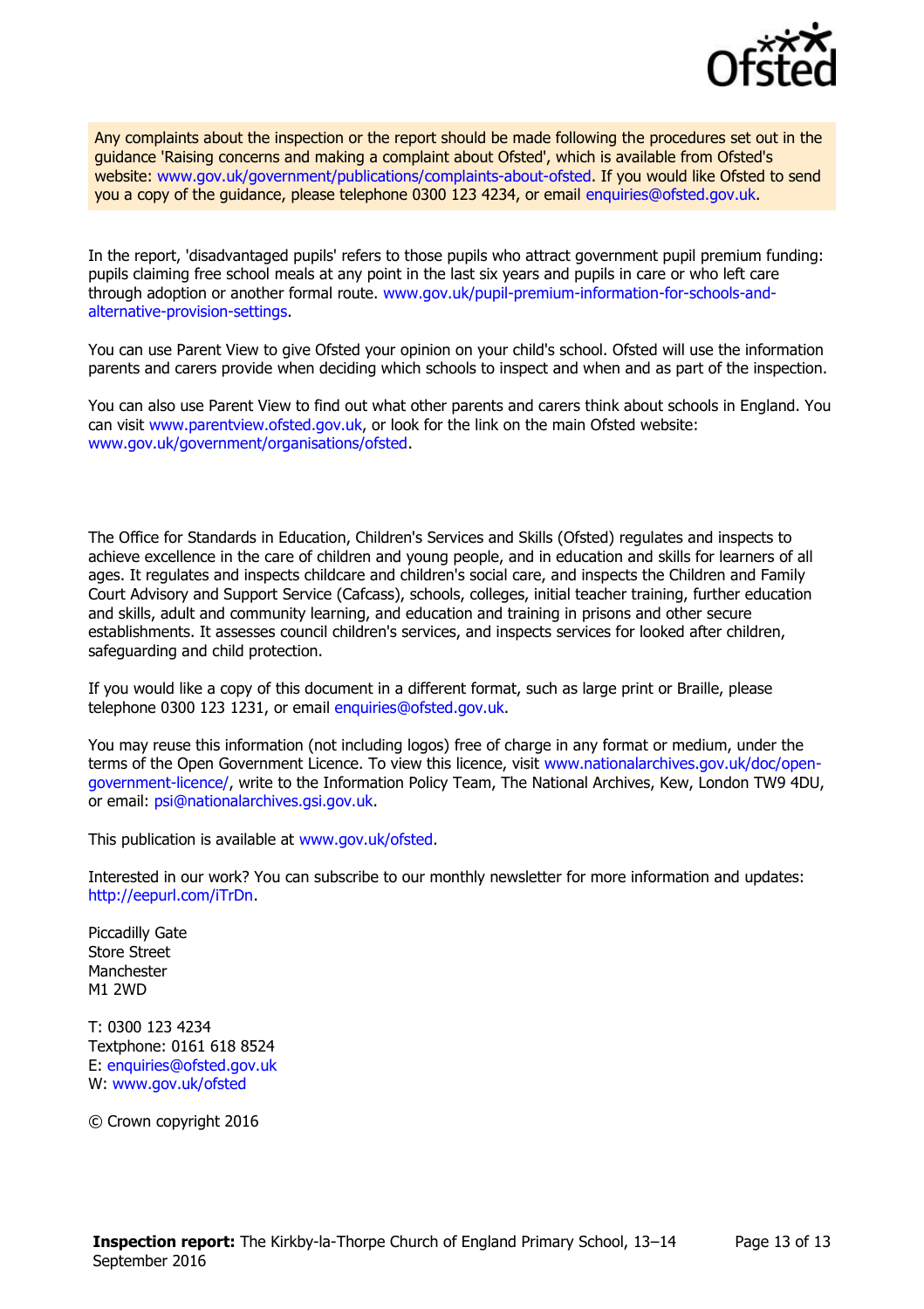Any complaints about the inspection or the report should be made following the procedures set out in the guidance 'Raising concerns and making a complaint about Ofsted', which is available from Ofsted's website: www.gov.uk/government/publications/complaints-about-ofsted. If you would like Ofsted to send you a copy of the guidance, please telephone 0300 123 4234, or email enquiries@ofsted.gov.uk.

In the report, 'disadvantaged pupils' refers to those pupils who attract government pupil premium funding: pupils claiming free school meals at any point in the last six years and pupils in care or who left care through adoption or another formal route. www.gov.uk/pupil-premium-information-for-schools-and-alternative-provision-settings.

You can use Parent View to give Ofsted your opinion on your child's school. Ofsted will use the information parents and carers provide when deciding which schools to inspect and when and as part of the inspection.

You can also use Parent View to find out what other parents and carers think about schools in England. You can visit www.parentview.ofsted.gov.uk, or look for the link on the main Ofsted website: www.gov.uk/government/organisations/ofsted.

The Office for Standards in Education, Children's Services and Skills (Ofsted) regulates and inspects to achieve excellence in the care of children and young people, and in education and skills for learners of all ages. It regulates and inspects childcare and children's social care, and inspects the Children and Family Court Advisory and Support Service (Cafcass), schools, colleges, initial teacher training, further education and skills, adult and community learning, and education and training in prisons and other secure establishments. It assesses council children's services, and inspects services for looked after children, safeguarding and child protection.

If you would like a copy of this document in a different format, such as large print or Braille, please telephone 0300 123 1231, or email enquiries@ofsted.gov.uk.

You may reuse this information (not including logos) free of charge in any format or medium, under the terms of the Open Government Licence. To view this licence, visit www.nationalarchives.gov.uk/doc/open-government-licence/, write to the Information Policy Team, The National Archives, Kew, London TW9 4DU, or email: psi@nationalarchives.gsi.gov.uk.

This publication is available at www.gov.uk/ofsted.

Interested in our work? You can subscribe to our monthly newsletter for more information and updates: http://eepurl.com/iTrDn.

Piccadilly Gate  
Store Street  
Manchester  
M1 2WD

T: 0300 123 4234  
Textphone: 0161 618 8524  
E: enquiries@ofsted.gov.uk  
W: www.gov.uk/ofsted

© Crown copyright 2016